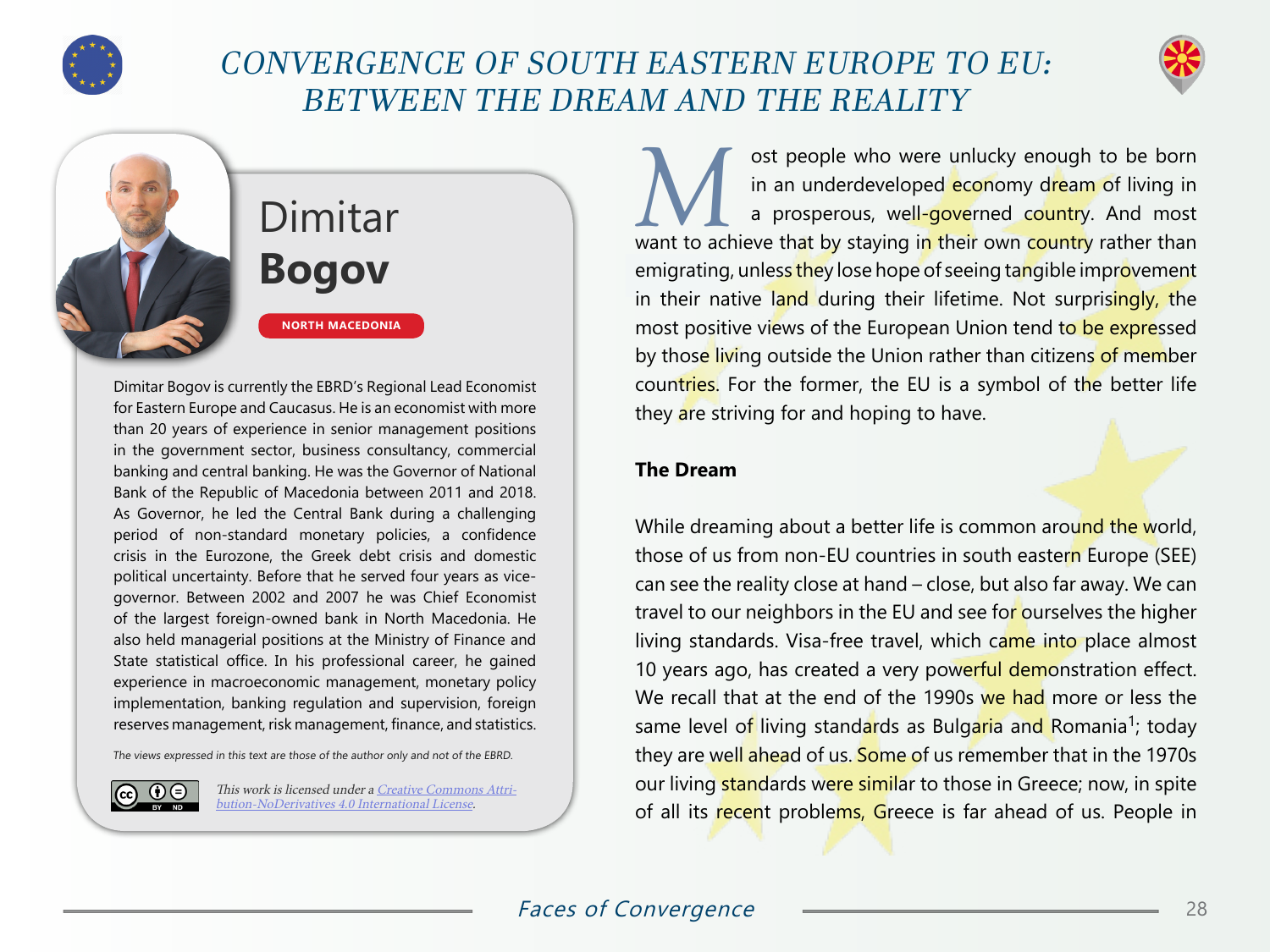# CONVERGENCE OF SOUTH EASTERN EUROPE TO EU: BETWEEN THE DREAM AND THE REALITY

## Dimitar **Bogov**

**NORTH MACEDONIA**

Dimitar Bogov is currently the EBRD's Regional Lead Economist for Eastern Europe and Caucasus. He is an economist with more than 20 years of experience in senior management positions in the government sector, business consultancy, commercial banking and central banking. He was the Governor of National Bank of the Republic of Macedonia between 2011 and 2018. As Governor, he led the Central Bank during a challenging period of non-standard monetary policies, a confidence crisis in the Eurozone, the Greek debt crisis and domestic political uncertainty. Before that he served four years as vice-governor. Between 2002 and 2007 he was Chief Economist of the largest foreign-owned bank in North Macedonia. He also held managerial positions at the Ministry of Finance and State statistical office. In his professional career, he gained experience in macroeconomic management, monetary policy implementation, banking regulation and supervision, foreign reserves management, risk management, finance, and statistics.

*The views expressed in this text are those of the author only and not of the EBRD.*

*This work is licensed under a [Creative Commons Attribution-NoDerivatives 4.0 International License](https://creativecommons.org/licenses/by-nd/4.0/).*

Most people who were unlucky enough to be born in an underdeveloped economy dream of living in a prosperous, well-governed country. And most want to achieve that by staying in their own country rather than emigrating, unless they lose hope of seeing tangible improvement in their native land during their lifetime. Not surprisingly, the most positive views of the European Union tend to be expressed by those living outside the Union rather than citizens of member countries. For the former, the EU is a symbol of the better life they are striving for and hoping to have.

### The Dream

While dreaming about a better life is common around the world, those of us from non-EU countries in south eastern Europe (SEE) can see the reality close at hand – close, but also far away. We can travel to our neighbors in the EU and see for ourselves the higher living standards. Visa-free travel, which came into place almost 10 years ago, has created a very powerful demonstration effect. We recall that at the end of the 1990s we had more or less the same level of living standards as Bulgaria and Romania[1]; today they are well ahead of us. Some of us remember that in the 1970s our living standards were similar to those in Greece; now, in spite of all its recent problems, Greece is far ahead of us. People in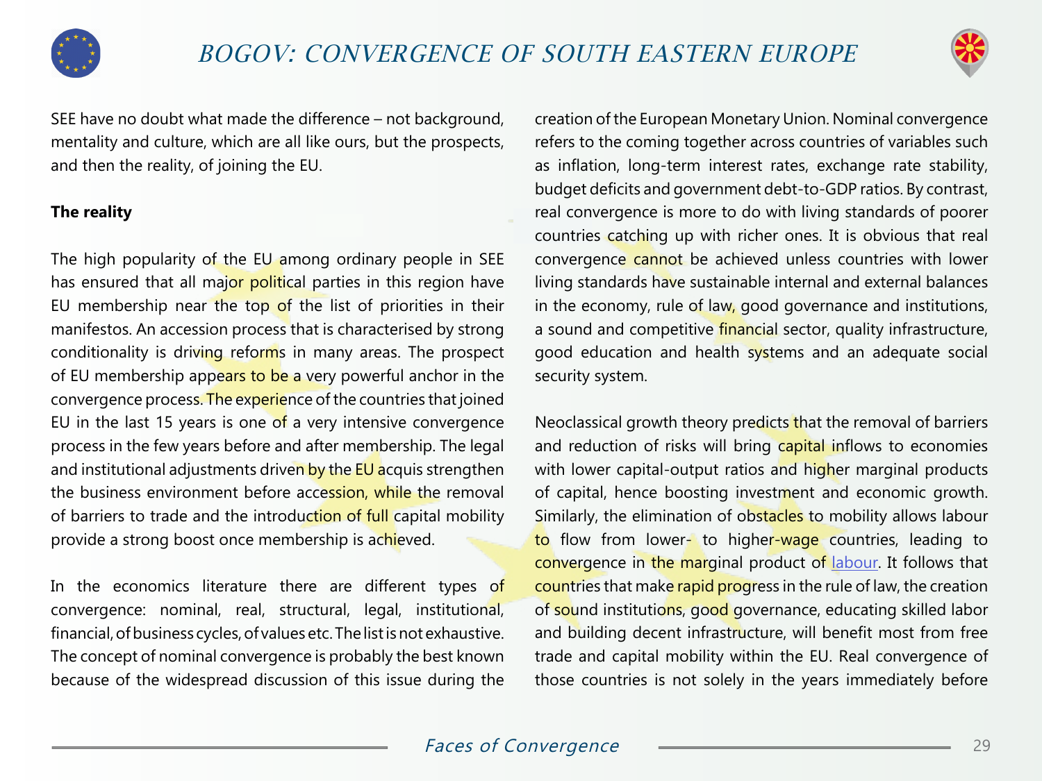SEE have no doubt what made the difference – not background, mentality and culture, which are all like ours, but the prospects, and then the reality, of joining the EU.

**The reality**

The high popularity of the EU among ordinary people in SEE has ensured that all major political parties in this region have EU membership near the top of the list of priorities in their manifestos. An accession process that is characterised by strong conditionality is driving reforms in many areas. The prospect of EU membership appears to be a very powerful anchor in the convergence process. The experience of the countries that joined EU in the last 15 years is one of a very intensive convergence process in the few years before and after membership. The legal and institutional adjustments driven by the EU acquis strengthen the business environment before accession, while the removal of barriers to trade and the introduction of full capital mobility provide a strong boost once membership is achieved.

In the economics literature there are different types of convergence: nominal, real, structural, legal, institutional, financial, of business cycles, of values etc. The list is not exhaustive. The concept of nominal convergence is probably the best known because of the widespread discussion of this issue during the creation of the European Monetary Union. Nominal convergence refers to the coming together across countries of variables such as inflation, long-term interest rates, exchange rate stability, budget deficits and government debt-to-GDP ratios. By contrast, real convergence is more to do with living standards of poorer countries catching up with richer ones. It is obvious that real convergence cannot be achieved unless countries with lower living standards have sustainable internal and external balances in the economy, rule of law, good governance and institutions, a sound and competitive financial sector, quality infrastructure, good education and health systems and an adequate social security system.

Neoclassical growth theory predicts that the removal of barriers and reduction of risks will bring capital inflows to economies with lower capital-output ratios and higher marginal products of capital, hence boosting investment and economic growth. Similarly, the elimination of obstacles to mobility allows labour to flow from lower- to higher-wage countries, leading to convergence in the marginal product of labour. It follows that countries that make rapid progress in the rule of law, the creation of sound institutions, good governance, educating skilled labor and building decent infrastructure, will benefit most from free trade and capital mobility within the EU. Real convergence of those countries is not solely in the years immediately before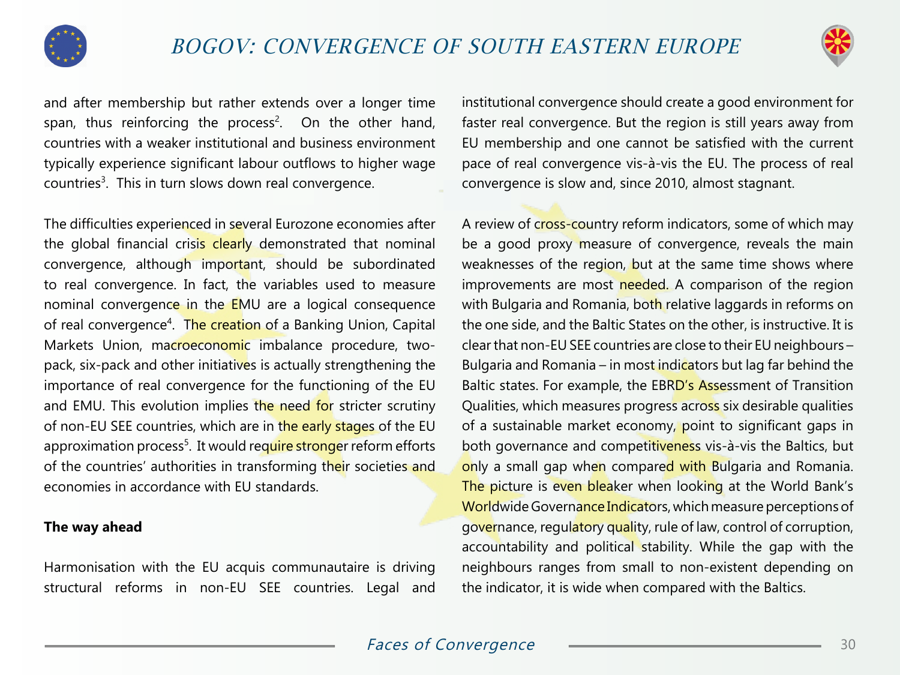and after membership but rather extends over a longer time span, thus reinforcing the process[2]. On the other hand, countries with a weaker institutional and business environment typically experience significant labour outflows to higher wage countries[3]. This in turn slows down real convergence.

The difficulties experienced in several Eurozone economies after the global financial crisis clearly demonstrated that nominal convergence, although important, should be subordinated to real convergence. In fact, the variables used to measure nominal convergence in the EMU are a logical consequence of real convergence[4]. The creation of a Banking Union, Capital Markets Union, macroeconomic imbalance procedure, two-pack, six-pack and other initiatives is actually strengthening the importance of real convergence for the functioning of the EU and EMU. This evolution implies the need for stricter scrutiny of non-EU SEE countries, which are in the early stages of the EU approximation process[5]. It would require stronger reform efforts of the countries' authorities in transforming their societies and economies in accordance with EU standards.

**The way ahead**

Harmonisation with the EU acquis communautaire is driving structural reforms in non-EU SEE countries. Legal and institutional convergence should create a good environment for faster real convergence. But the region is still years away from EU membership and one cannot be satisfied with the current pace of real convergence vis-à-vis the EU. The process of real convergence is slow and, since 2010, almost stagnant.

A review of cross-country reform indicators, some of which may be a good proxy measure of convergence, reveals the main weaknesses of the region, but at the same time shows where improvements are most needed. A comparison of the region with Bulgaria and Romania, both relative laggards in reforms on the one side, and the Baltic States on the other, is instructive. It is clear that non-EU SEE countries are close to their EU neighbours – Bulgaria and Romania – in most indicators but lag far behind the Baltic states. For example, the EBRD's Assessment of Transition Qualities, which measures progress across six desirable qualities of a sustainable market economy, point to significant gaps in both governance and competitiveness vis-à-vis the Baltics, but only a small gap when compared with Bulgaria and Romania. The picture is even bleaker when looking at the World Bank's Worldwide Governance Indicators, which measure perceptions of governance, regulatory quality, rule of law, control of corruption, accountability and political stability. While the gap with the neighbours ranges from small to non-existent depending on the indicator, it is wide when compared with the Baltics.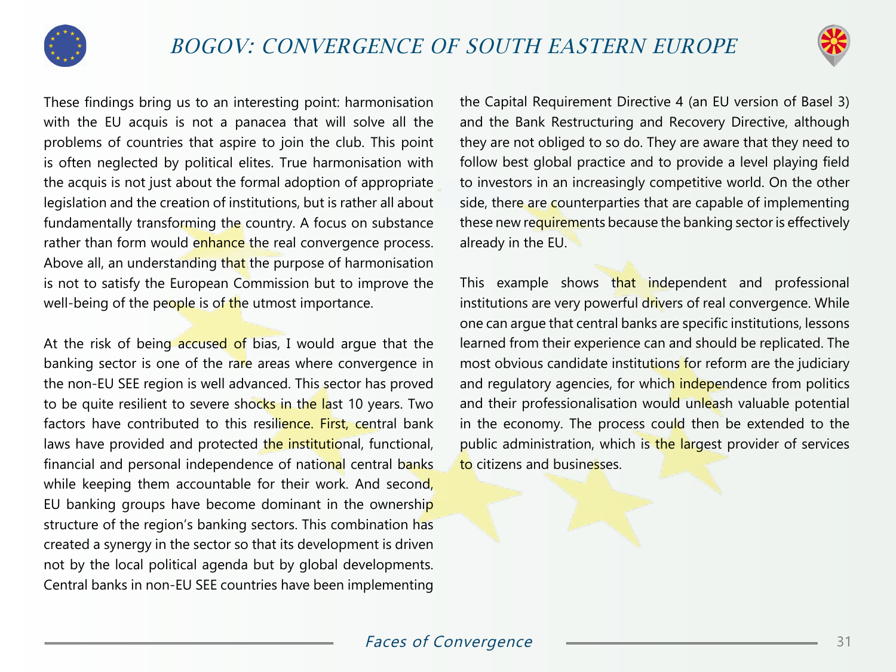These findings bring us to an interesting point: harmonisation with the EU acquis is not a panacea that will solve all the problems of countries that aspire to join the club. This point is often neglected by political elites. True harmonisation with the acquis is not just about the formal adoption of appropriate legislation and the creation of institutions, but is rather all about fundamentally transforming the country. A focus on substance rather than form would enhance the real convergence process. Above all, an understanding that the purpose of harmonisation is not to satisfy the European Commission but to improve the well-being of the people is of the utmost importance.

At the risk of being accused of bias, I would argue that the banking sector is one of the rare areas where convergence in the non-EU SEE region is well advanced. This sector has proved to be quite resilient to severe shocks in the last 10 years. Two factors have contributed to this resilience. First, central bank laws have provided and protected the institutional, functional, financial and personal independence of national central banks while keeping them accountable for their work. And second, EU banking groups have become dominant in the ownership structure of the region's banking sectors. This combination has created a synergy in the sector so that its development is driven not by the local political agenda but by global developments. Central banks in non-EU SEE countries have been implementing the Capital Requirement Directive 4 (an EU version of Basel 3) and the Bank Restructuring and Recovery Directive, although they are not obliged to so do. They are aware that they need to follow best global practice and to provide a level playing field to investors in an increasingly competitive world. On the other side, there are counterparties that are capable of implementing these new requirements because the banking sector is effectively already in the EU.

This example shows that independent and professional institutions are very powerful drivers of real convergence. While one can argue that central banks are specific institutions, lessons learned from their experience can and should be replicated. The most obvious candidate institutions for reform are the judiciary and regulatory agencies, for which independence from politics and their professionalisation would unleash valuable potential in the economy. The process could then be extended to the public administration, which is the largest provider of services to citizens and businesses.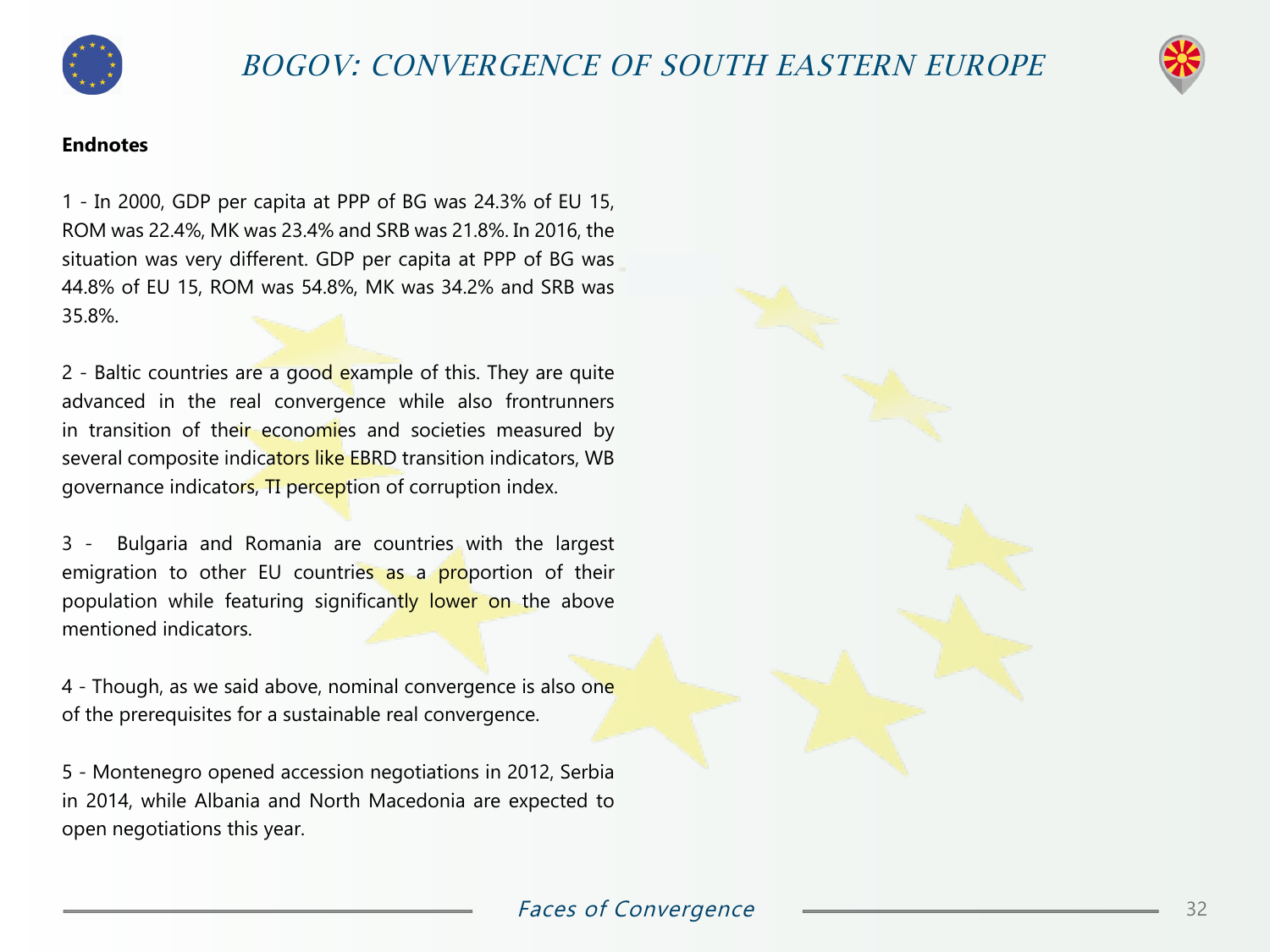**Endnotes**

1 - In 2000, GDP per capita at PPP of BG was 24.3% of EU 15, ROM was 22.4%, MK was 23.4% and SRB was 21.8%. In 2016, the situation was very different. GDP per capita at PPP of BG was 44.8% of EU 15, ROM was 54.8%, MK was 34.2% and SRB was 35.8%.

2 - Baltic countries are a good example of this. They are quite advanced in the real convergence while also frontrunners in transition of their economies and societies measured by several composite indicators like EBRD transition indicators, WB governance indicators, TI perception of corruption index.

3 - Bulgaria and Romania are countries with the largest emigration to other EU countries as a proportion of their population while featuring significantly lower on the above mentioned indicators.

4 - Though, as we said above, nominal convergence is also one of the prerequisites for a sustainable real convergence.

5 - Montenegro opened accession negotiations in 2012, Serbia in 2014, while Albania and North Macedonia are expected to open negotiations this year.